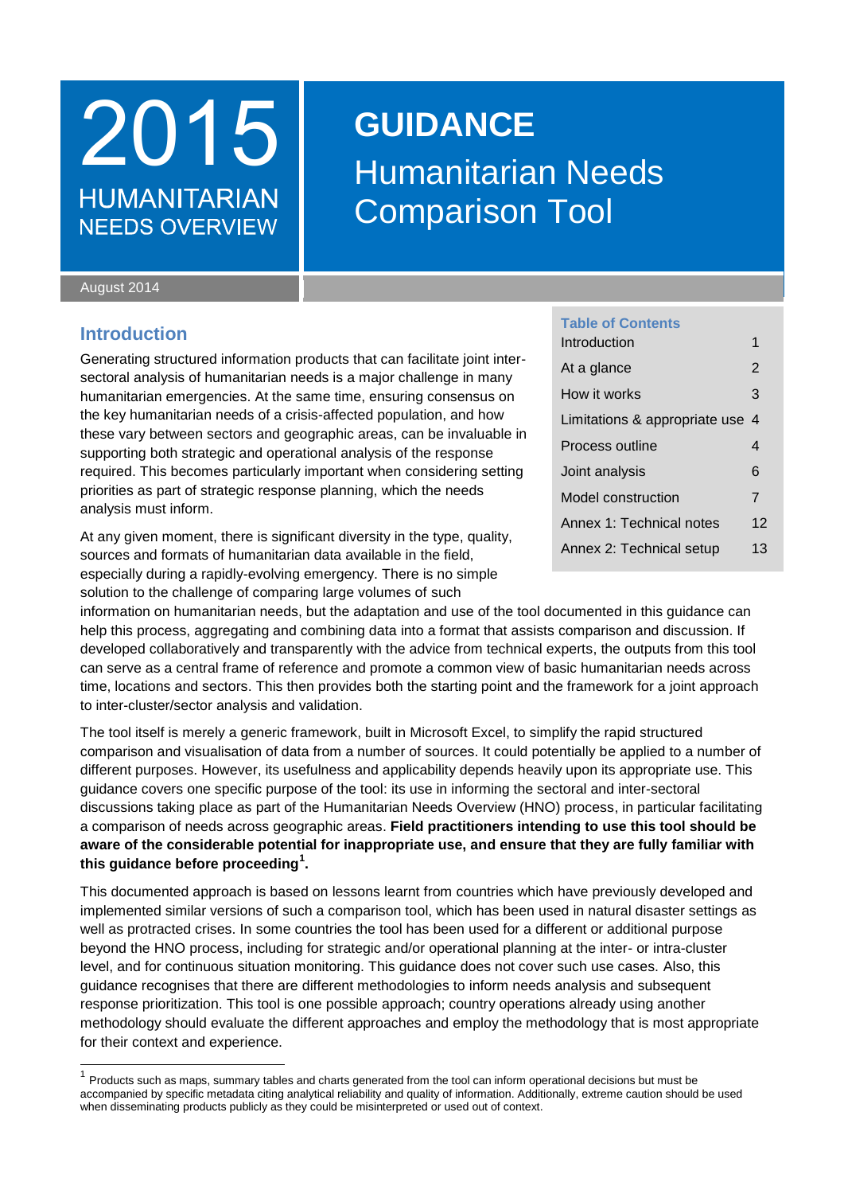# 2015 HUMANITARIAN NEEDS OVERVIEW

# GUIDANCE
# Humanitarian Needs Comparison Tool

August 2014

**Table of Contents**

| | |
|---|---|
| Introduction | 1 |
| At a glance | 2 |
| How it works | 3 |
| Limitations & appropriate use | 4 |
| Process outline | 4 |
| Joint analysis | 6 |
| Model construction | 7 |
| Annex 1: Technical notes | 12 |
| Annex 2: Technical setup | 13 |

## Introduction

Generating structured information products that can facilitate joint inter-sectoral analysis of humanitarian needs is a major challenge in many humanitarian emergencies. At the same time, ensuring consensus on the key humanitarian needs of a crisis-affected population, and how these vary between sectors and geographic areas, can be invaluable in supporting both strategic and operational analysis of the response required. This becomes particularly important when considering setting priorities as part of strategic response planning, which the needs analysis must inform.

At any given moment, there is significant diversity in the type, quality, sources and formats of humanitarian data available in the field, especially during a rapidly-evolving emergency. There is no simple solution to the challenge of comparing large volumes of such information on humanitarian needs, but the adaptation and use of the tool documented in this guidance can help this process, aggregating and combining data into a format that assists comparison and discussion. If developed collaboratively and transparently with the advice from technical experts, the outputs from this tool can serve as a central frame of reference and promote a common view of basic humanitarian needs across time, locations and sectors. This then provides both the starting point and the framework for a joint approach to inter-cluster/sector analysis and validation.

The tool itself is merely a generic framework, built in Microsoft Excel, to simplify the rapid structured comparison and visualisation of data from a number of sources. It could potentially be applied to a number of different purposes. However, its usefulness and applicability depends heavily upon its appropriate use. This guidance covers one specific purpose of the tool: its use in informing the sectoral and inter-sectoral discussions taking place as part of the Humanitarian Needs Overview (HNO) process, in particular facilitating a comparison of needs across geographic areas. **Field practitioners intending to use this tool should be aware of the considerable potential for inappropriate use, and ensure that they are fully familiar with this guidance before proceeding[1].**

This documented approach is based on lessons learnt from countries which have previously developed and implemented similar versions of such a comparison tool, which has been used in natural disaster settings as well as protracted crises. In some countries the tool has been used for a different or additional purpose beyond the HNO process, including for strategic and/or operational planning at the inter- or intra-cluster level, and for continuous situation monitoring. This guidance does not cover such use cases. Also, this guidance recognises that there are different methodologies to inform needs analysis and subsequent response prioritization. This tool is one possible approach; country operations already using another methodology should evaluate the different approaches and employ the methodology that is most appropriate for their context and experience.

[1] Products such as maps, summary tables and charts generated from the tool can inform operational decisions but must be accompanied by specific metadata citing analytical reliability and quality of information. Additionally, extreme caution should be used when disseminating products publicly as they could be misinterpreted or used out of context.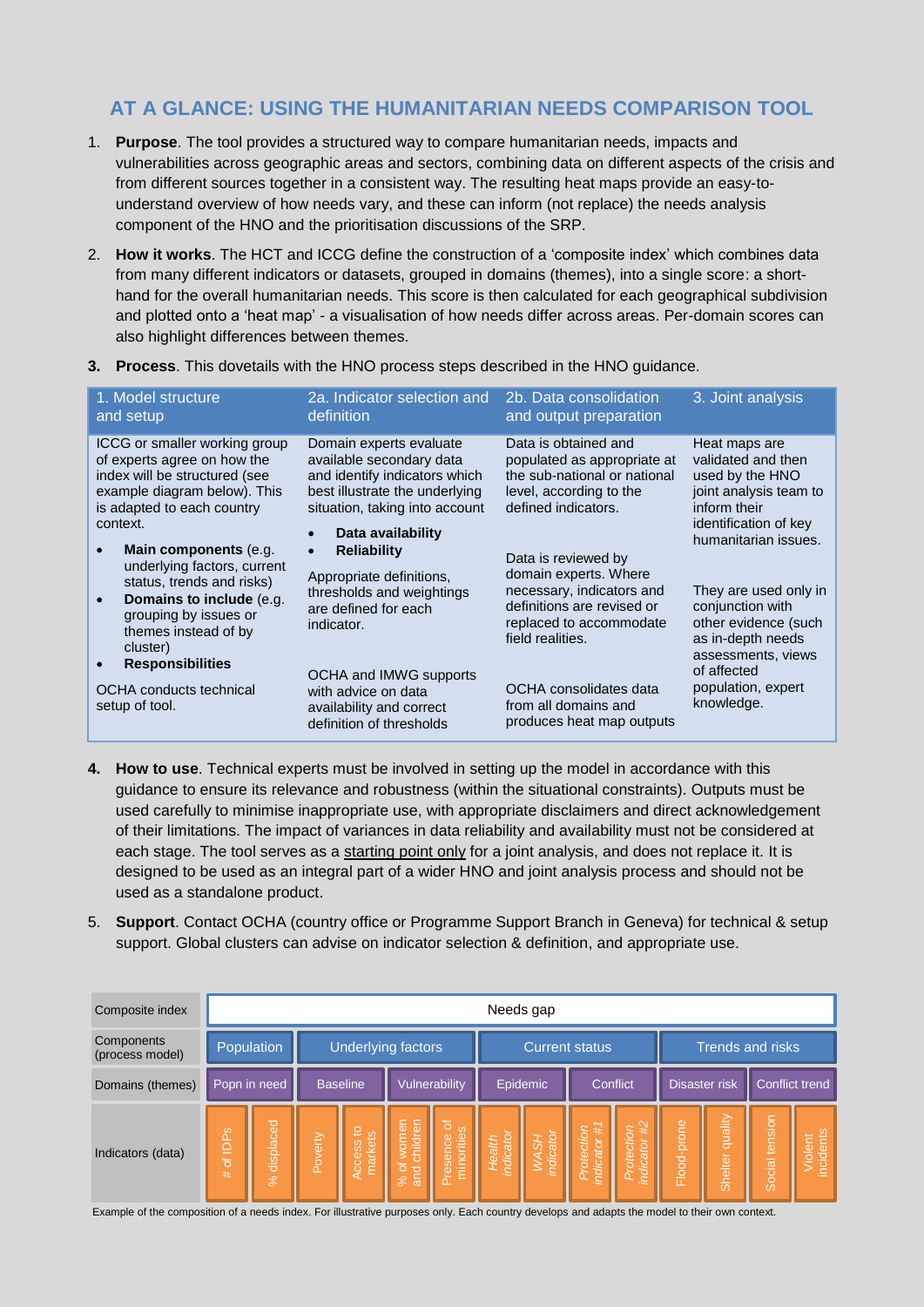## AT A GLANCE: USING THE HUMANITARIAN NEEDS COMPARISON TOOL

1. **Purpose**. The tool provides a structured way to compare humanitarian needs, impacts and vulnerabilities across geographic areas and sectors, combining data on different aspects of the crisis and from different sources together in a consistent way. The resulting heat maps provide an easy-to-understand overview of how needs vary, and these can inform (not replace) the needs analysis component of the HNO and the prioritisation discussions of the SRP.

2. **How it works**. The HCT and ICCG define the construction of a 'composite index' which combines data from many different indicators or datasets, grouped in domains (themes), into a single score: a short-hand for the overall humanitarian needs. This score is then calculated for each geographical subdivision and plotted onto a 'heat map' - a visualisation of how needs differ across areas. Per-domain scores can also highlight differences between themes.

3. **Process**. This dovetails with the HNO process steps described in the HNO guidance.

| 1. Model structure and setup | 2a. Indicator selection and definition | 2b. Data consolidation and output preparation | 3. Joint analysis |
|---|---|---|---|
| ICCG or smaller working group of experts agree on how the index will be structured (see example diagram below). This is adapted to each country context.<br>• **Main components** (e.g. underlying factors, current status, trends and risks)<br>• **Domains to include** (e.g. grouping by issues or themes instead of by cluster)<br>• **Responsibilities**<br><br>OCHA conducts technical setup of tool. | Domain experts evaluate available secondary data and identify indicators which best illustrate the underlying situation, taking into account<br>• **Data availability**<br>• **Reliability**<br><br>Appropriate definitions, thresholds and weightings are defined for each indicator.<br><br>OCHA and IMWG supports with advice on data availability and correct definition of thresholds | Data is obtained and populated as appropriate at the sub-national or national level, according to the defined indicators.<br><br>Data is reviewed by domain experts. Where necessary, indicators and definitions are revised or replaced to accommodate field realities.<br><br>OCHA consolidates data from all domains and produces heat map outputs | Heat maps are validated and then used by the HNO joint analysis team to inform their identification of key humanitarian issues.<br><br>They are used only in conjunction with other evidence (such as in-depth needs assessments, views of affected population, expert knowledge. |

4. **How to use**. Technical experts must be involved in setting up the model in accordance with this guidance to ensure its relevance and robustness (within the situational constraints). Outputs must be used carefully to minimise inappropriate use, with appropriate disclaimers and direct acknowledgement of their limitations. The impact of variances in data reliability and availability must not be considered at each stage. The tool serves as a starting point only for a joint analysis, and does not replace it. It is designed to be used as an integral part of a wider HNO and joint analysis process and should not be used as a standalone product.

5. **Support**. Contact OCHA (country office or Programme Support Branch in Geneva) for technical & setup support. Global clusters can advise on indicator selection & definition, and appropriate use.

| Composite index | Needs gap | | | | | | | | | | | | | |
|---|---|---|---|---|---|---|---|---|---|---|---|---|---|---|
| Components (process model) | Population | | Underlying factors | | | | Current status | | | | Trends and risks | | | |
| Domains (themes) | Popn in need | | Baseline | | Vulnerability | | Epidemic | | Conflict | | Disaster risk | | Conflict trend | |
| Indicators (data) | # of IDPs | % displaced | Poverty | Access to markets | % of women and children | Presence of minorities | *Health indicator* | *WASH indicator* | *Protection indicator #1* | *Protection indicator #2* | Flood-prone | Shelter quality | Social tension | Violent incidents |

Example of the composition of a needs index. For illustrative purposes only. Each country develops and adapts the model to their own context.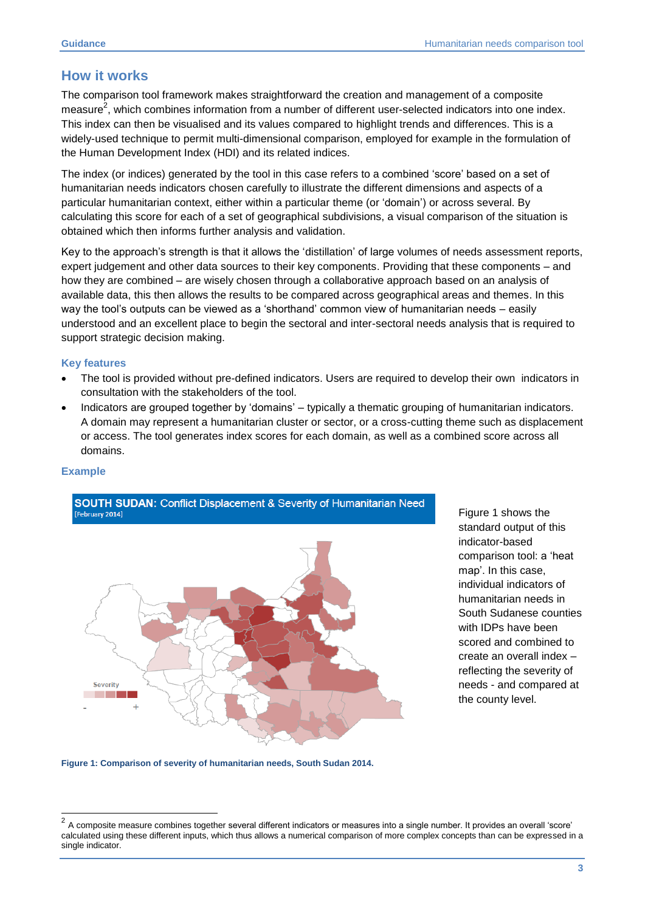## How it works

The comparison tool framework makes straightforward the creation and management of a composite measure[2], which combines information from a number of different user-selected indicators into one index. This index can then be visualised and its values compared to highlight trends and differences. This is a widely-used technique to permit multi-dimensional comparison, employed for example in the formulation of the Human Development Index (HDI) and its related indices.

The index (or indices) generated by the tool in this case refers to a combined 'score' based on a set of humanitarian needs indicators chosen carefully to illustrate the different dimensions and aspects of a particular humanitarian context, either within a particular theme (or 'domain') or across several. By calculating this score for each of a set of geographical subdivisions, a visual comparison of the situation is obtained which then informs further analysis and validation.

Key to the approach's strength is that it allows the 'distillation' of large volumes of needs assessment reports, expert judgement and other data sources to their key components. Providing that these components – and how they are combined – are wisely chosen through a collaborative approach based on an analysis of available data, this then allows the results to be compared across geographical areas and themes. In this way the tool's outputs can be viewed as a 'shorthand' common view of humanitarian needs – easily understood and an excellent place to begin the sectoral and inter-sectoral needs analysis that is required to support strategic decision making.

### Key features

- The tool is provided without pre-defined indicators. Users are required to develop their own indicators in consultation with the stakeholders of the tool.
- Indicators are grouped together by 'domains' – typically a thematic grouping of humanitarian indicators. A domain may represent a humanitarian cluster or sector, or a cross-cutting theme such as displacement or access. The tool generates index scores for each domain, as well as a combined score across all domains.

### Example

**SOUTH SUDAN:** Conflict Displacement & Severity of Humanitarian Need
[February 2014]

Severity
\- +

Figure 1 shows the standard output of this indicator-based comparison tool: a 'heat map'. In this case, individual indicators of humanitarian needs in South Sudanese counties with IDPs have been scored and combined to create an overall index – reflecting the severity of needs - and compared at the county level.

**Figure 1: Comparison of severity of humanitarian needs, South Sudan 2014.**

---

[2] A composite measure combines together several different indicators or measures into a single number. It provides an overall 'score' calculated using these different inputs, which thus allows a numerical comparison of more complex concepts than can be expressed in a single indicator.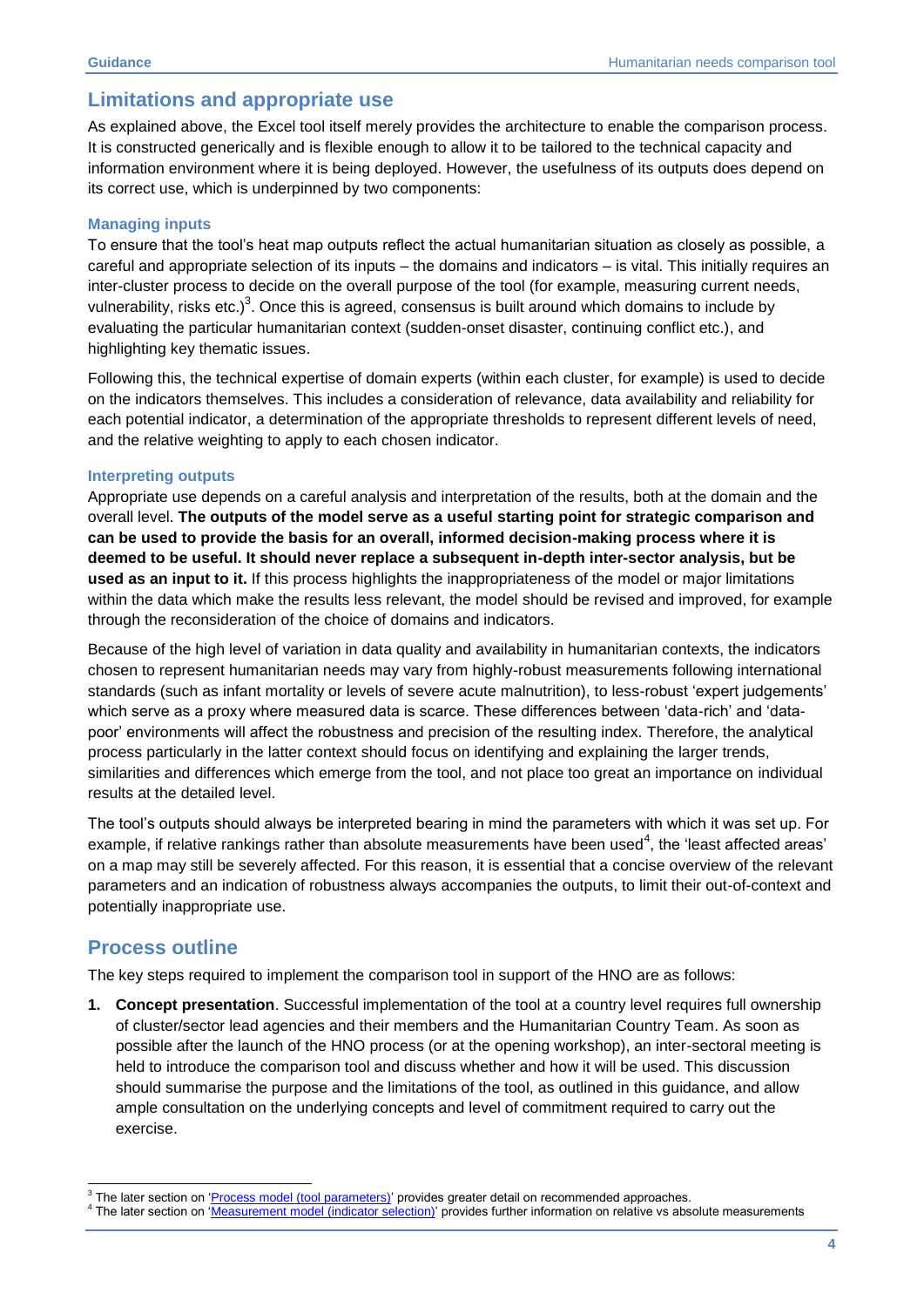## Limitations and appropriate use

As explained above, the Excel tool itself merely provides the architecture to enable the comparison process. It is constructed generically and is flexible enough to allow it to be tailored to the technical capacity and information environment where it is being deployed. However, the usefulness of its outputs does depend on its correct use, which is underpinned by two components:

### Managing inputs

To ensure that the tool's heat map outputs reflect the actual humanitarian situation as closely as possible, a careful and appropriate selection of its inputs – the domains and indicators – is vital. This initially requires an inter-cluster process to decide on the overall purpose of the tool (for example, measuring current needs, vulnerability, risks etc.)[3]. Once this is agreed, consensus is built around which domains to include by evaluating the particular humanitarian context (sudden-onset disaster, continuing conflict etc.), and highlighting key thematic issues.

Following this, the technical expertise of domain experts (within each cluster, for example) is used to decide on the indicators themselves. This includes a consideration of relevance, data availability and reliability for each potential indicator, a determination of the appropriate thresholds to represent different levels of need, and the relative weighting to apply to each chosen indicator.

### Interpreting outputs

Appropriate use depends on a careful analysis and interpretation of the results, both at the domain and the overall level. **The outputs of the model serve as a useful starting point for strategic comparison and can be used to provide the basis for an overall, informed decision-making process where it is deemed to be useful. It should never replace a subsequent in-depth inter-sector analysis, but be used as an input to it.** If this process highlights the inappropriateness of the model or major limitations within the data which make the results less relevant, the model should be revised and improved, for example through the reconsideration of the choice of domains and indicators.

Because of the high level of variation in data quality and availability in humanitarian contexts, the indicators chosen to represent humanitarian needs may vary from highly-robust measurements following international standards (such as infant mortality or levels of severe acute malnutrition), to less-robust 'expert judgements' which serve as a proxy where measured data is scarce. These differences between 'data-rich' and 'data-poor' environments will affect the robustness and precision of the resulting index. Therefore, the analytical process particularly in the latter context should focus on identifying and explaining the larger trends, similarities and differences which emerge from the tool, and not place too great an importance on individual results at the detailed level.

The tool's outputs should always be interpreted bearing in mind the parameters with which it was set up. For example, if relative rankings rather than absolute measurements have been used[4], the 'least affected areas' on a map may still be severely affected. For this reason, it is essential that a concise overview of the relevant parameters and an indication of robustness always accompanies the outputs, to limit their out-of-context and potentially inappropriate use.

## Process outline

The key steps required to implement the comparison tool in support of the HNO are as follows:

1. **Concept presentation**. Successful implementation of the tool at a country level requires full ownership of cluster/sector lead agencies and their members and the Humanitarian Country Team. As soon as possible after the launch of the HNO process (or at the opening workshop), an inter-sectoral meeting is held to introduce the comparison tool and discuss whether and how it will be used. This discussion should summarise the purpose and the limitations of the tool, as outlined in this guidance, and allow ample consultation on the underlying concepts and level of commitment required to carry out the exercise.

---

[3] The later section on 'Process model (tool parameters)' provides greater detail on recommended approaches.

[4] The later section on 'Measurement model (indicator selection)' provides further information on relative vs absolute measurements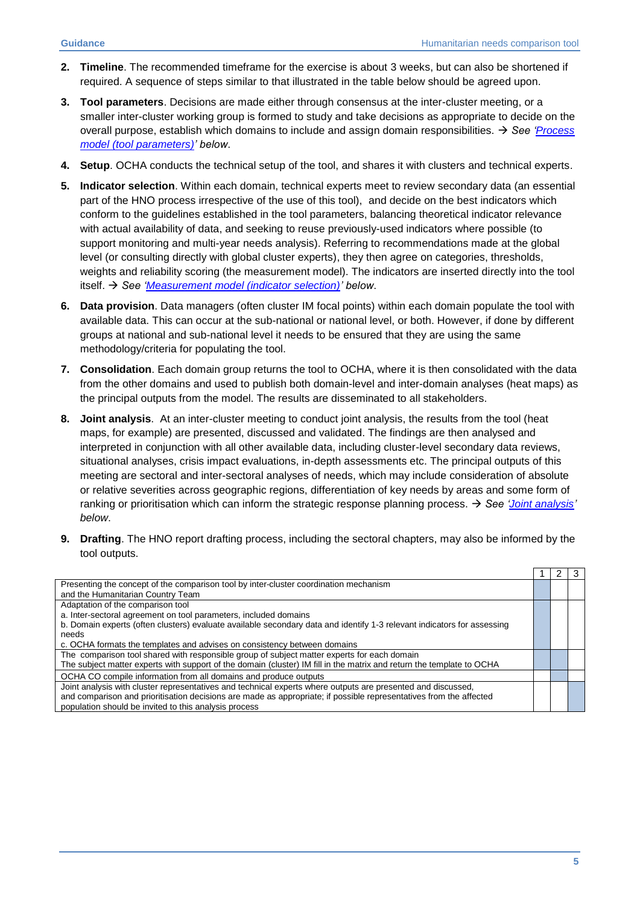2. **Timeline**. The recommended timeframe for the exercise is about 3 weeks, but can also be shortened if required. A sequence of steps similar to that illustrated in the table below should be agreed upon.

3. **Tool parameters**. Decisions are made either through consensus at the inter-cluster meeting, or a smaller inter-cluster working group is formed to study and take decisions as appropriate to decide on the overall purpose, establish which domains to include and assign domain responsibilities. → *See 'Process model (tool parameters)' below*.

4. **Setup**. OCHA conducts the technical setup of the tool, and shares it with clusters and technical experts.

5. **Indicator selection**. Within each domain, technical experts meet to review secondary data (an essential part of the HNO process irrespective of the use of this tool), and decide on the best indicators which conform to the guidelines established in the tool parameters, balancing theoretical indicator relevance with actual availability of data, and seeking to reuse previously-used indicators where possible (to support monitoring and multi-year needs analysis). Referring to recommendations made at the global level (or consulting directly with global cluster experts), they then agree on categories, thresholds, weights and reliability scoring (the measurement model). The indicators are inserted directly into the tool itself. → *See 'Measurement model (indicator selection)' below*.

6. **Data provision**. Data managers (often cluster IM focal points) within each domain populate the tool with available data. This can occur at the sub-national or national level, or both. However, if done by different groups at national and sub-national level it needs to be ensured that they are using the same methodology/criteria for populating the tool.

7. **Consolidation**. Each domain group returns the tool to OCHA, where it is then consolidated with the data from the other domains and used to publish both domain-level and inter-domain analyses (heat maps) as the principal outputs from the model. The results are disseminated to all stakeholders.

8. **Joint analysis**. At an inter-cluster meeting to conduct joint analysis, the results from the tool (heat maps, for example) are presented, discussed and validated. The findings are then analysed and interpreted in conjunction with all other available data, including cluster-level secondary data reviews, situational analyses, crisis impact evaluations, in-depth assessments etc. The principal outputs of this meeting are sectoral and inter-sectoral analyses of needs, which may include consideration of absolute or relative severities across geographic regions, differentiation of key needs by areas and some form of ranking or prioritisation which can inform the strategic response planning process. → *See 'Joint analysis' below*.

9. **Drafting**. The HNO report drafting process, including the sectoral chapters, may also be informed by the tool outputs.

| | 1 | 2 | 3 |
|---|---|---|---|
| Presenting the concept of the comparison tool by inter-cluster coordination mechanism and the Humanitarian Country Team | | | |
| Adaptation of the comparison tool<br>a. Inter-sectoral agreement on tool parameters, included domains<br>b. Domain experts (often clusters) evaluate available secondary data and identify 1-3 relevant indicators for assessing needs<br>c. OCHA formats the templates and advises on consistency between domains | | | |
| The comparison tool shared with responsible group of subject matter experts for each domain<br>The subject matter experts with support of the domain (cluster) IM fill in the matrix and return the template to OCHA | | | |
| OCHA CO compile information from all domains and produce outputs | | | |
| Joint analysis with cluster representatives and technical experts where outputs are presented and discussed, and comparison and prioritisation decisions are made as appropriate; if possible representatives from the affected population should be invited to this analysis process | | | |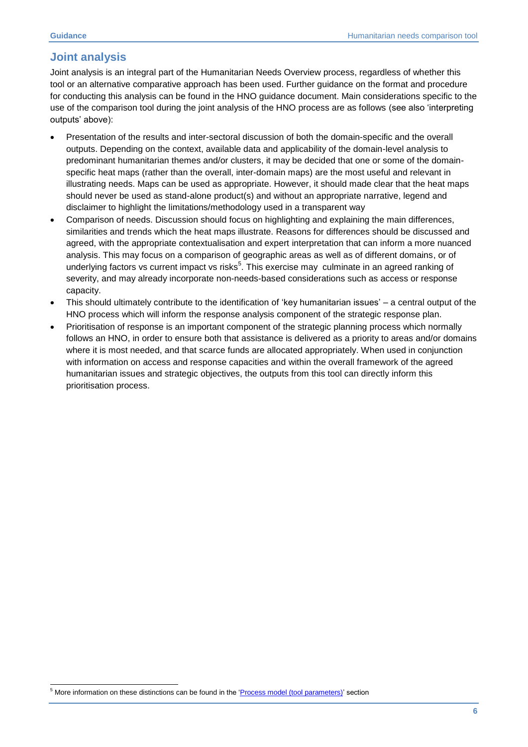## Joint analysis

Joint analysis is an integral part of the Humanitarian Needs Overview process, regardless of whether this tool or an alternative comparative approach has been used. Further guidance on the format and procedure for conducting this analysis can be found in the HNO guidance document. Main considerations specific to the use of the comparison tool during the joint analysis of the HNO process are as follows (see also 'interpreting outputs' above):

- Presentation of the results and inter-sectoral discussion of both the domain-specific and the overall outputs. Depending on the context, available data and applicability of the domain-level analysis to predominant humanitarian themes and/or clusters, it may be decided that one or some of the domain-specific heat maps (rather than the overall, inter-domain maps) are the most useful and relevant in illustrating needs. Maps can be used as appropriate. However, it should made clear that the heat maps should never be used as stand-alone product(s) and without an appropriate narrative, legend and disclaimer to highlight the limitations/methodology used in a transparent way
- Comparison of needs. Discussion should focus on highlighting and explaining the main differences, similarities and trends which the heat maps illustrate. Reasons for differences should be discussed and agreed, with the appropriate contextualisation and expert interpretation that can inform a more nuanced analysis. This may focus on a comparison of geographic areas as well as of different domains, or of underlying factors vs current impact vs risks[5]. This exercise may culminate in an agreed ranking of severity, and may already incorporate non-needs-based considerations such as access or response capacity.
- This should ultimately contribute to the identification of 'key humanitarian issues' – a central output of the HNO process which will inform the response analysis component of the strategic response plan.
- Prioritisation of response is an important component of the strategic planning process which normally follows an HNO, in order to ensure both that assistance is delivered as a priority to areas and/or domains where it is most needed, and that scarce funds are allocated appropriately. When used in conjunction with information on access and response capacities and within the overall framework of the agreed humanitarian issues and strategic objectives, the outputs from this tool can directly inform this prioritisation process.

[5] More information on these distinctions can be found in the 'Process model (tool parameters)' section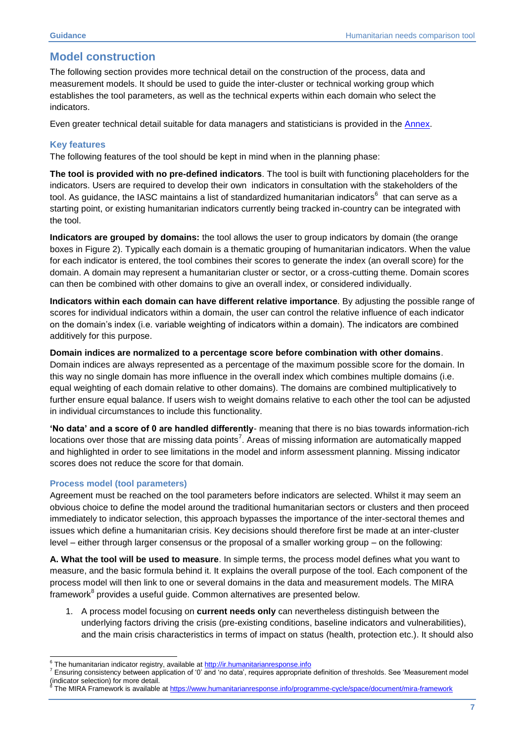## Model construction

The following section provides more technical detail on the construction of the process, data and measurement models. It should be used to guide the inter-cluster or technical working group which establishes the tool parameters, as well as the technical experts within each domain who select the indicators.

Even greater technical detail suitable for data managers and statisticians is provided in the Annex.

### Key features

The following features of the tool should be kept in mind when in the planning phase:

**The tool is provided with no pre-defined indicators**. The tool is built with functioning placeholders for the indicators. Users are required to develop their own indicators in consultation with the stakeholders of the tool. As guidance, the IASC maintains a list of standardized humanitarian indicators[6] that can serve as a starting point, or existing humanitarian indicators currently being tracked in-country can be integrated with the tool.

**Indicators are grouped by domains:** the tool allows the user to group indicators by domain (the orange boxes in Figure 2). Typically each domain is a thematic grouping of humanitarian indicators. When the value for each indicator is entered, the tool combines their scores to generate the index (an overall score) for the domain. A domain may represent a humanitarian cluster or sector, or a cross-cutting theme. Domain scores can then be combined with other domains to give an overall index, or considered individually.

**Indicators within each domain can have different relative importance**. By adjusting the possible range of scores for individual indicators within a domain, the user can control the relative influence of each indicator on the domain's index (i.e. variable weighting of indicators within a domain). The indicators are combined additively for this purpose.

**Domain indices are normalized to a percentage score before combination with other domains**. Domain indices are always represented as a percentage of the maximum possible score for the domain. In this way no single domain has more influence in the overall index which combines multiple domains (i.e. equal weighting of each domain relative to other domains). The domains are combined multiplicatively to further ensure equal balance. If users wish to weight domains relative to each other the tool can be adjusted in individual circumstances to include this functionality.

**'No data' and a score of 0 are handled differently**- meaning that there is no bias towards information-rich locations over those that are missing data points[7]. Areas of missing information are automatically mapped and highlighted in order to see limitations in the model and inform assessment planning. Missing indicator scores does not reduce the score for that domain.

### Process model (tool parameters)

Agreement must be reached on the tool parameters before indicators are selected. Whilst it may seem an obvious choice to define the model around the traditional humanitarian sectors or clusters and then proceed immediately to indicator selection, this approach bypasses the importance of the inter-sectoral themes and issues which define a humanitarian crisis. Key decisions should therefore first be made at an inter-cluster level – either through larger consensus or the proposal of a smaller working group – on the following:

**A. What the tool will be used to measure**. In simple terms, the process model defines what you want to measure, and the basic formula behind it. It explains the overall purpose of the tool. Each component of the process model will then link to one or several domains in the data and measurement models. The MIRA framework[8] provides a useful guide. Common alternatives are presented below.

1. A process model focusing on **current needs only** can nevertheless distinguish between the underlying factors driving the crisis (pre-existing conditions, baseline indicators and vulnerabilities), and the main crisis characteristics in terms of impact on status (health, protection etc.). It should also

---

[6] The humanitarian indicator registry, available at http://ir.humanitarianresponse.info

[7] Ensuring consistency between application of '0' and 'no data', requires appropriate definition of thresholds. See 'Measurement model (indicator selection) for more detail.

[8] The MIRA Framework is available at https://www.humanitarianresponse.info/programme-cycle/space/document/mira-framework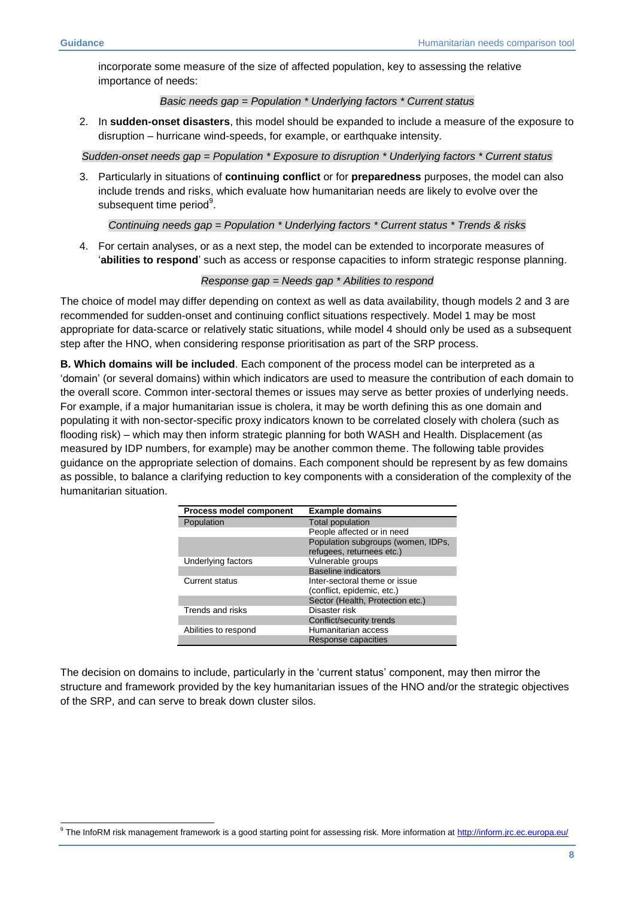incorporate some measure of the size of affected population, key to assessing the relative importance of needs:

*Basic needs gap = Population * Underlying factors * Current status*

2. In **sudden-onset disasters**, this model should be expanded to include a measure of the exposure to disruption – hurricane wind-speeds, for example, or earthquake intensity.

*Sudden-onset needs gap = Population * Exposure to disruption * Underlying factors * Current status*

3. Particularly in situations of **continuing conflict** or for **preparedness** purposes, the model can also include trends and risks, which evaluate how humanitarian needs are likely to evolve over the subsequent time period[9].

*Continuing needs gap = Population * Underlying factors * Current status * Trends & risks*

4. For certain analyses, or as a next step, the model can be extended to incorporate measures of '**abilities to respond**' such as access or response capacities to inform strategic response planning.

*Response gap = Needs gap * Abilities to respond*

The choice of model may differ depending on context as well as data availability, though models 2 and 3 are recommended for sudden-onset and continuing conflict situations respectively. Model 1 may be most appropriate for data-scarce or relatively static situations, while model 4 should only be used as a subsequent step after the HNO, when considering response prioritisation as part of the SRP process.

**B. Which domains will be included**. Each component of the process model can be interpreted as a 'domain' (or several domains) within which indicators are used to measure the contribution of each domain to the overall score. Common inter-sectoral themes or issues may serve as better proxies of underlying needs. For example, if a major humanitarian issue is cholera, it may be worth defining this as one domain and populating it with non-sector-specific proxy indicators known to be correlated closely with cholera (such as flooding risk) – which may then inform strategic planning for both WASH and Health. Displacement (as measured by IDP numbers, for example) may be another common theme. The following table provides guidance on the appropriate selection of domains. Each component should be represent by as few domains as possible, to balance a clarifying reduction to key components with a consideration of the complexity of the humanitarian situation.

| Process model component | Example domains |
|---|---|
| Population | Total population |
| | People affected or in need |
| | Population subgroups (women, IDPs, refugees, returnees etc.) |
| Underlying factors | Vulnerable groups |
| | Baseline indicators |
| Current status | Inter-sectoral theme or issue (conflict, epidemic, etc.) |
| | Sector (Health, Protection etc.) |
| Trends and risks | Disaster risk |
| | Conflict/security trends |
| Abilities to respond | Humanitarian access |
| | Response capacities |

The decision on domains to include, particularly in the 'current status' component, may then mirror the structure and framework provided by the key humanitarian issues of the HNO and/or the strategic objectives of the SRP, and can serve to break down cluster silos.

[9] The InfoRM risk management framework is a good starting point for assessing risk. More information at http://inform.jrc.ec.europa.eu/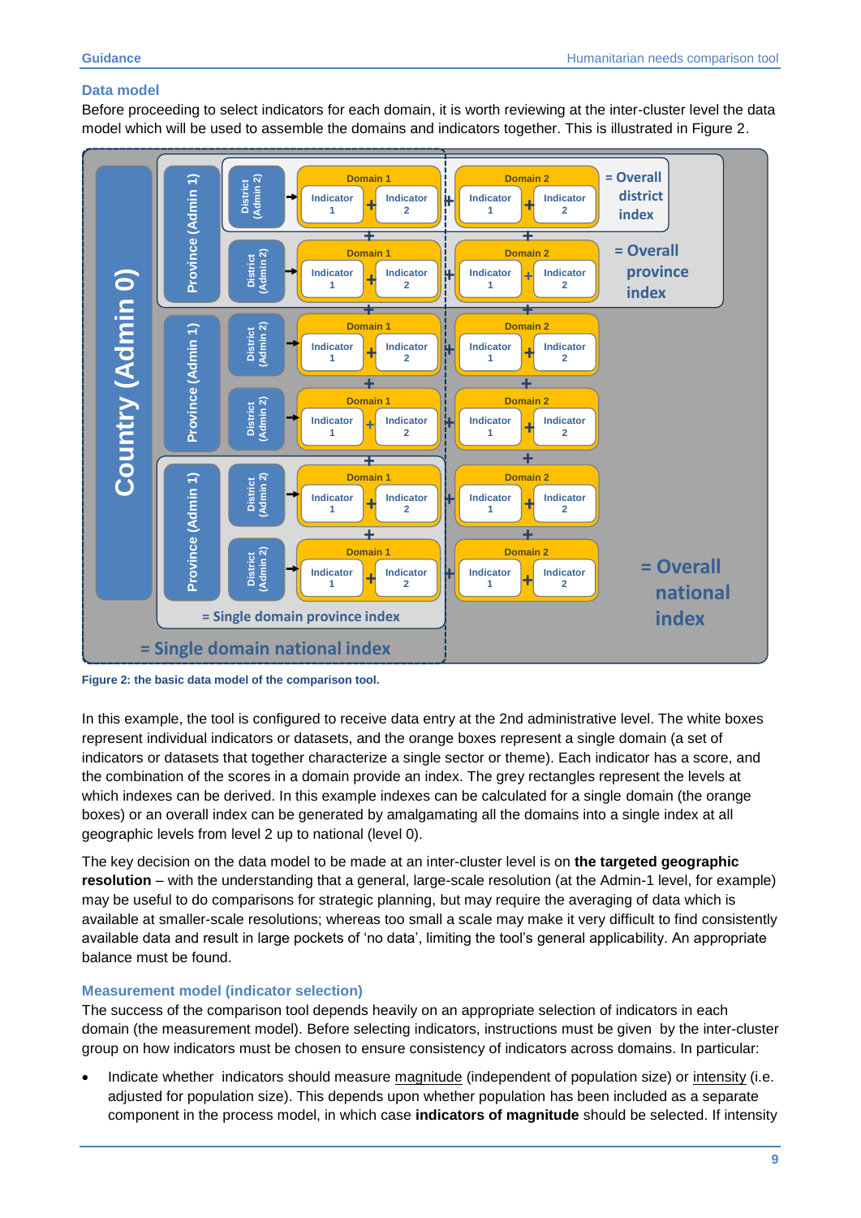## Data model

Before proceeding to select indicators for each domain, it is worth reviewing at the inter-cluster level the data model which will be used to assemble the domains and indicators together. This is illustrated in Figure 2.

Figure 2: the basic data model of the comparison tool.

In this example, the tool is configured to receive data entry at the 2nd administrative level. The white boxes represent individual indicators or datasets, and the orange boxes represent a single domain (a set of indicators or datasets that together characterize a single sector or theme). Each indicator has a score, and the combination of the scores in a domain provide an index. The grey rectangles represent the levels at which indexes can be derived. In this example indexes can be calculated for a single domain (the orange boxes) or an overall index can be generated by amalgamating all the domains into a single index at all geographic levels from level 2 up to national (level 0).

The key decision on the data model to be made at an inter-cluster level is on **the targeted geographic resolution** – with the understanding that a general, large-scale resolution (at the Admin-1 level, for example) may be useful to do comparisons for strategic planning, but may require the averaging of data which is available at smaller-scale resolutions; whereas too small a scale may make it very difficult to find consistently available data and result in large pockets of 'no data', limiting the tool's general applicability. An appropriate balance must be found.

## Measurement model (indicator selection)

The success of the comparison tool depends heavily on an appropriate selection of indicators in each domain (the measurement model). Before selecting indicators, instructions must be given by the inter-cluster group on how indicators must be chosen to ensure consistency of indicators across domains. In particular:

- Indicate whether indicators should measure magnitude (independent of population size) or intensity (i.e. adjusted for population size). This depends upon whether population has been included as a separate component in the process model, in which case **indicators of magnitude** should be selected. If intensity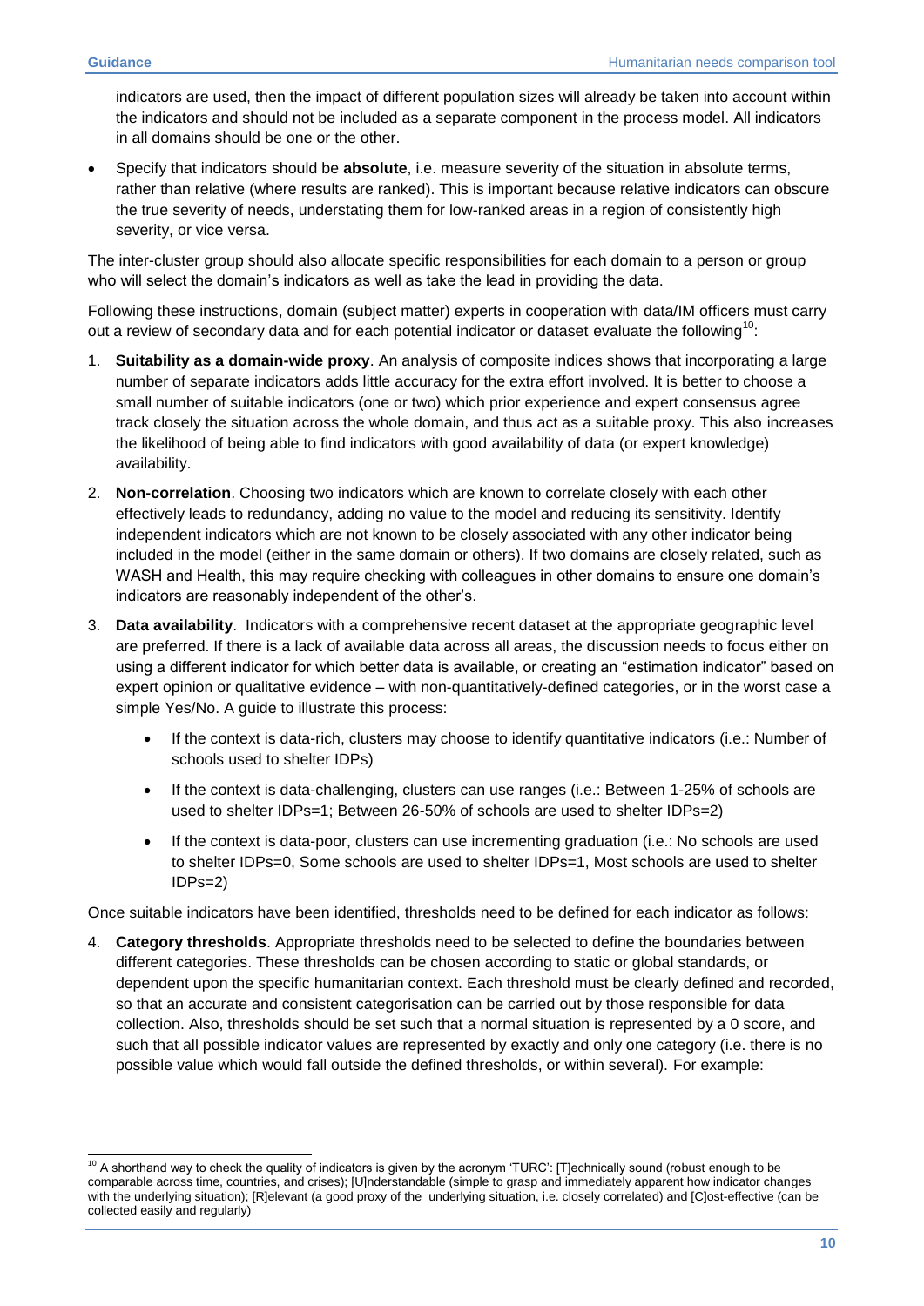indicators are used, then the impact of different population sizes will already be taken into account within the indicators and should not be included as a separate component in the process model. All indicators in all domains should be one or the other.

- Specify that indicators should be **absolute**, i.e. measure severity of the situation in absolute terms, rather than relative (where results are ranked). This is important because relative indicators can obscure the true severity of needs, understating them for low-ranked areas in a region of consistently high severity, or vice versa.

The inter-cluster group should also allocate specific responsibilities for each domain to a person or group who will select the domain's indicators as well as take the lead in providing the data.

Following these instructions, domain (subject matter) experts in cooperation with data/IM officers must carry out a review of secondary data and for each potential indicator or dataset evaluate the following[10]:

1. **Suitability as a domain-wide proxy**. An analysis of composite indices shows that incorporating a large number of separate indicators adds little accuracy for the extra effort involved. It is better to choose a small number of suitable indicators (one or two) which prior experience and expert consensus agree track closely the situation across the whole domain, and thus act as a suitable proxy. This also increases the likelihood of being able to find indicators with good availability of data (or expert knowledge) availability.
2. **Non-correlation**. Choosing two indicators which are known to correlate closely with each other effectively leads to redundancy, adding no value to the model and reducing its sensitivity. Identify independent indicators which are not known to be closely associated with any other indicator being included in the model (either in the same domain or others). If two domains are closely related, such as WASH and Health, this may require checking with colleagues in other domains to ensure one domain's indicators are reasonably independent of the other's.
3. **Data availability**. Indicators with a comprehensive recent dataset at the appropriate geographic level are preferred. If there is a lack of available data across all areas, the discussion needs to focus either on using a different indicator for which better data is available, or creating an "estimation indicator" based on expert opinion or qualitative evidence – with non-quantitatively-defined categories, or in the worst case a simple Yes/No. A guide to illustrate this process:
   - If the context is data-rich, clusters may choose to identify quantitative indicators (i.e.: Number of schools used to shelter IDPs)
   - If the context is data-challenging, clusters can use ranges (i.e.: Between 1-25% of schools are used to shelter IDPs=1; Between 26-50% of schools are used to shelter IDPs=2)
   - If the context is data-poor, clusters can use incrementing graduation (i.e.: No schools are used to shelter IDPs=0, Some schools are used to shelter IDPs=1, Most schools are used to shelter IDPs=2)

Once suitable indicators have been identified, thresholds need to be defined for each indicator as follows:

4. **Category thresholds**. Appropriate thresholds need to be selected to define the boundaries between different categories. These thresholds can be chosen according to static or global standards, or dependent upon the specific humanitarian context. Each threshold must be clearly defined and recorded, so that an accurate and consistent categorisation can be carried out by those responsible for data collection. Also, thresholds should be set such that a normal situation is represented by a 0 score, and such that all possible indicator values are represented by exactly and only one category (i.e. there is no possible value which would fall outside the defined thresholds, or within several). For example:

---

[10] A shorthand way to check the quality of indicators is given by the acronym 'TURC': [T]echnically sound (robust enough to be comparable across time, countries, and crises); [U]nderstandable (simple to grasp and immediately apparent how indicator changes with the underlying situation); [R]elevant (a good proxy of the underlying situation, i.e. closely correlated) and [C]ost-effective (can be collected easily and regularly)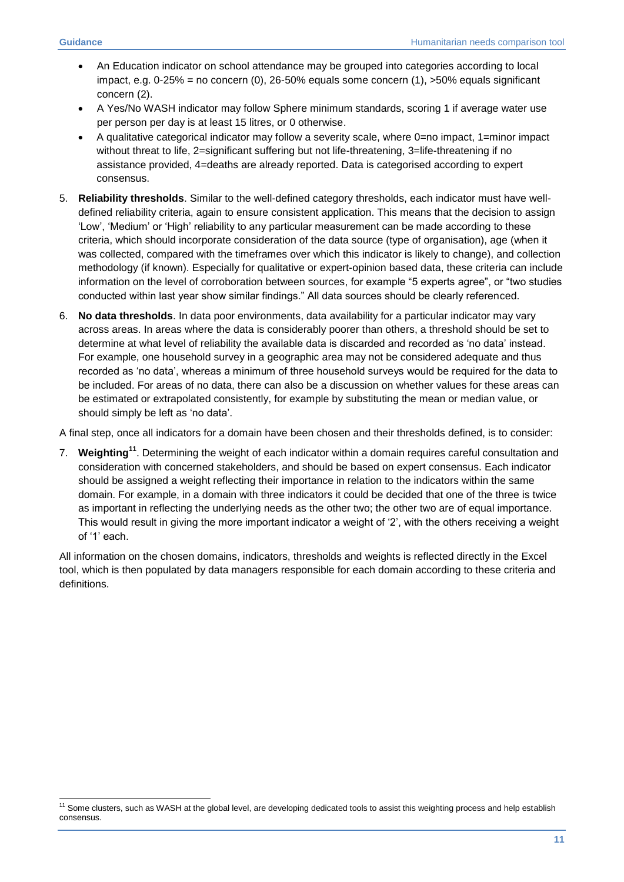- An Education indicator on school attendance may be grouped into categories according to local impact, e.g. 0-25% = no concern (0), 26-50% equals some concern (1), >50% equals significant concern (2).
- A Yes/No WASH indicator may follow Sphere minimum standards, scoring 1 if average water use per person per day is at least 15 litres, or 0 otherwise.
- A qualitative categorical indicator may follow a severity scale, where 0=no impact, 1=minor impact without threat to life, 2=significant suffering but not life-threatening, 3=life-threatening if no assistance provided, 4=deaths are already reported. Data is categorised according to expert consensus.

5. **Reliability thresholds**. Similar to the well-defined category thresholds, each indicator must have well-defined reliability criteria, again to ensure consistent application. This means that the decision to assign 'Low', 'Medium' or 'High' reliability to any particular measurement can be made according to these criteria, which should incorporate consideration of the data source (type of organisation), age (when it was collected, compared with the timeframes over which this indicator is likely to change), and collection methodology (if known). Especially for qualitative or expert-opinion based data, these criteria can include information on the level of corroboration between sources, for example "5 experts agree", or "two studies conducted within last year show similar findings." All data sources should be clearly referenced.
6. **No data thresholds**. In data poor environments, data availability for a particular indicator may vary across areas. In areas where the data is considerably poorer than others, a threshold should be set to determine at what level of reliability the available data is discarded and recorded as 'no data' instead. For example, one household survey in a geographic area may not be considered adequate and thus recorded as 'no data', whereas a minimum of three household surveys would be required for the data to be included. For areas of no data, there can also be a discussion on whether values for these areas can be estimated or extrapolated consistently, for example by substituting the mean or median value, or should simply be left as 'no data'.

A final step, once all indicators for a domain have been chosen and their thresholds defined, is to consider:

7. **Weighting**[11]. Determining the weight of each indicator within a domain requires careful consultation and consideration with concerned stakeholders, and should be based on expert consensus. Each indicator should be assigned a weight reflecting their importance in relation to the indicators within the same domain. For example, in a domain with three indicators it could be decided that one of the three is twice as important in reflecting the underlying needs as the other two; the other two are of equal importance. This would result in giving the more important indicator a weight of '2', with the others receiving a weight of '1' each.

All information on the chosen domains, indicators, thresholds and weights is reflected directly in the Excel tool, which is then populated by data managers responsible for each domain according to these criteria and definitions.

[11] Some clusters, such as WASH at the global level, are developing dedicated tools to assist this weighting process and help establish consensus.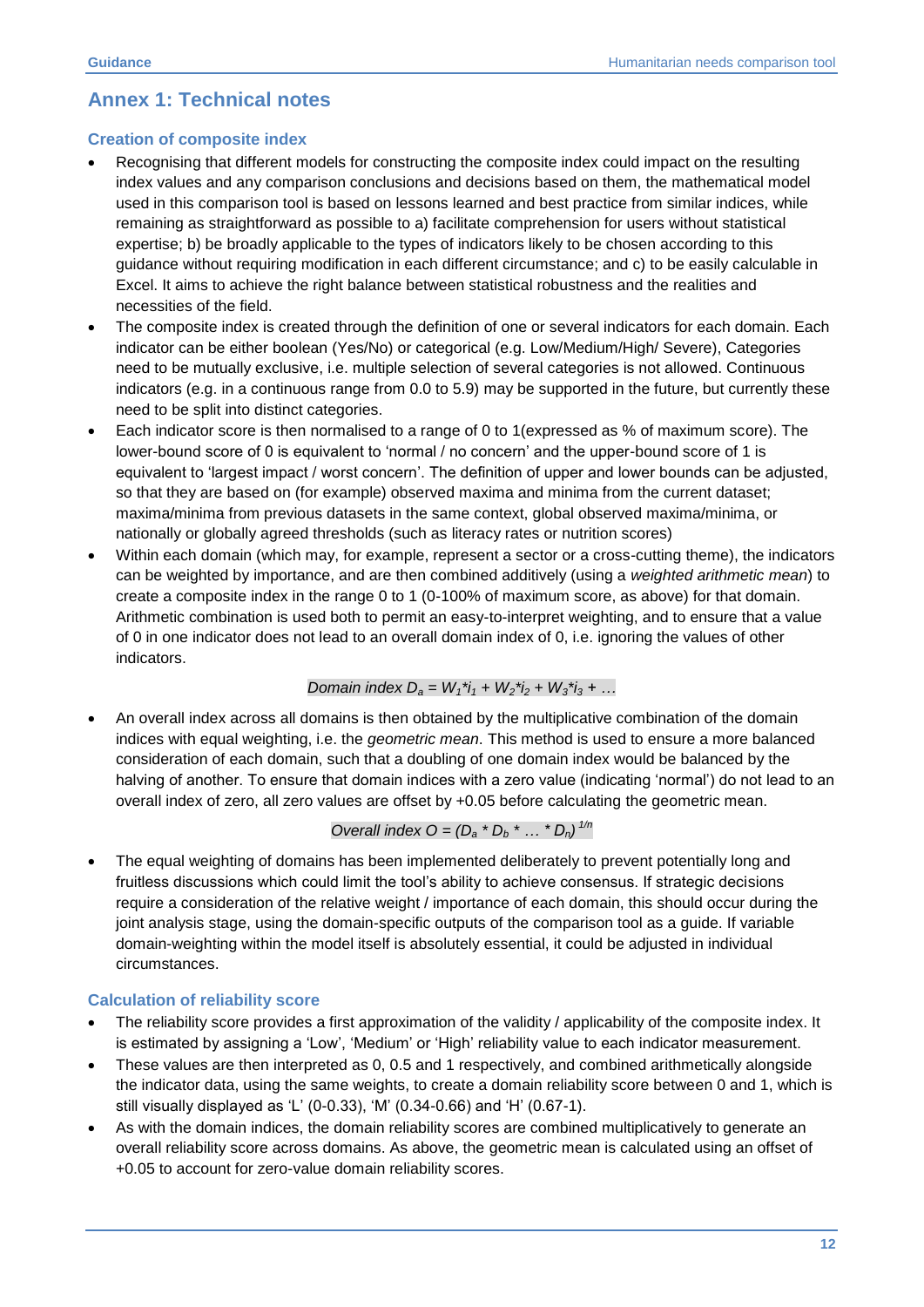# Annex 1: Technical notes

## Creation of composite index

- Recognising that different models for constructing the composite index could impact on the resulting index values and any comparison conclusions and decisions based on them, the mathematical model used in this comparison tool is based on lessons learned and best practice from similar indices, while remaining as straightforward as possible to a) facilitate comprehension for users without statistical expertise; b) be broadly applicable to the types of indicators likely to be chosen according to this guidance without requiring modification in each different circumstance; and c) to be easily calculable in Excel. It aims to achieve the right balance between statistical robustness and the realities and necessities of the field.
- The composite index is created through the definition of one or several indicators for each domain. Each indicator can be either boolean (Yes/No) or categorical (e.g. Low/Medium/High/ Severe), Categories need to be mutually exclusive, i.e. multiple selection of several categories is not allowed. Continuous indicators (e.g. in a continuous range from 0.0 to 5.9) may be supported in the future, but currently these need to be split into distinct categories.
- Each indicator score is then normalised to a range of 0 to 1(expressed as % of maximum score). The lower-bound score of 0 is equivalent to 'normal / no concern' and the upper-bound score of 1 is equivalent to 'largest impact / worst concern'. The definition of upper and lower bounds can be adjusted, so that they are based on (for example) observed maxima and minima from the current dataset; maxima/minima from previous datasets in the same context, global observed maxima/minima, or nationally or globally agreed thresholds (such as literacy rates or nutrition scores)
- Within each domain (which may, for example, represent a sector or a cross-cutting theme), the indicators can be weighted by importance, and are then combined additively (using a *weighted arithmetic mean*) to create a composite index in the range 0 to 1 (0-100% of maximum score, as above) for that domain. Arithmetic combination is used both to permit an easy-to-interpret weighting, and to ensure that a value of 0 in one indicator does not lead to an overall domain index of 0, i.e. ignoring the values of other indicators.

$$\text{Domain index } D_a = W_1 * i_1 + W_2 * i_2 + W_3 * i_3 + \ldots$$

- An overall index across all domains is then obtained by the multiplicative combination of the domain indices with equal weighting, i.e. the *geometric mean*. This method is used to ensure a more balanced consideration of each domain, such that a doubling of one domain index would be balanced by the halving of another. To ensure that domain indices with a zero value (indicating 'normal') do not lead to an overall index of zero, all zero values are offset by +0.05 before calculating the geometric mean.

$$\text{Overall index } O = (D_a * D_b * \ldots * D_n)^{1/n}$$

- The equal weighting of domains has been implemented deliberately to prevent potentially long and fruitless discussions which could limit the tool's ability to achieve consensus. If strategic decisions require a consideration of the relative weight / importance of each domain, this should occur during the joint analysis stage, using the domain-specific outputs of the comparison tool as a guide. If variable domain-weighting within the model itself is absolutely essential, it could be adjusted in individual circumstances.

## Calculation of reliability score

- The reliability score provides a first approximation of the validity / applicability of the composite index. It is estimated by assigning a 'Low', 'Medium' or 'High' reliability value to each indicator measurement.
- These values are then interpreted as 0, 0.5 and 1 respectively, and combined arithmetically alongside the indicator data, using the same weights, to create a domain reliability score between 0 and 1, which is still visually displayed as 'L' (0-0.33), 'M' (0.34-0.66) and 'H' (0.67-1).
- As with the domain indices, the domain reliability scores are combined multiplicatively to generate an overall reliability score across domains. As above, the geometric mean is calculated using an offset of +0.05 to account for zero-value domain reliability scores.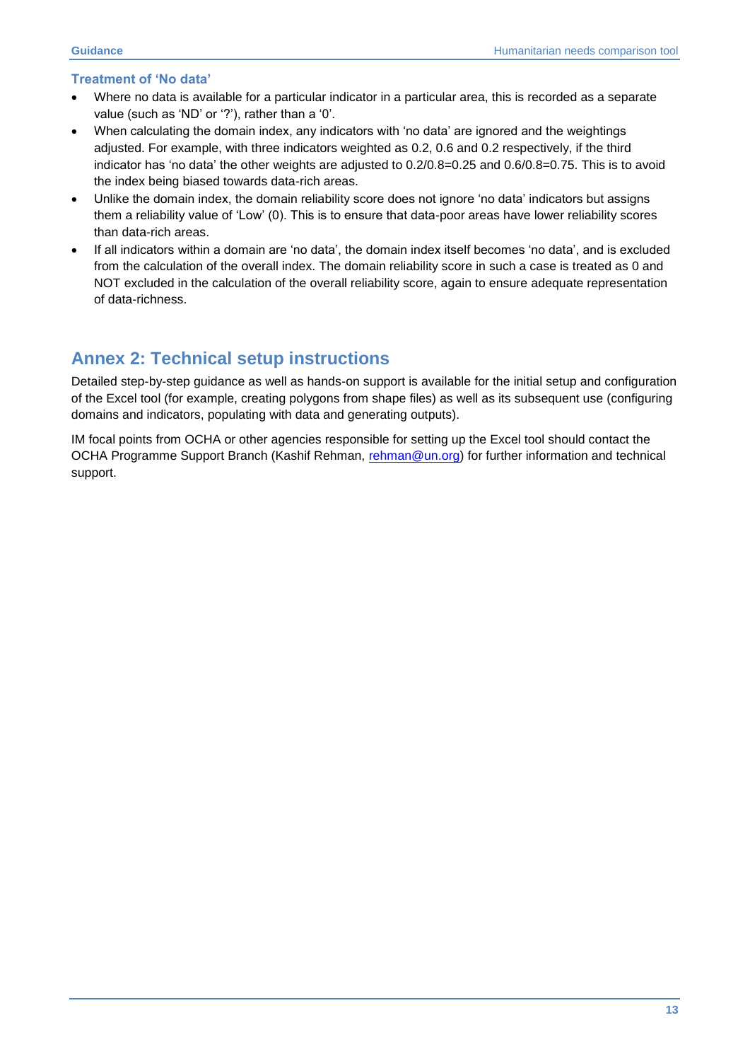### Treatment of 'No data'

- Where no data is available for a particular indicator in a particular area, this is recorded as a separate value (such as 'ND' or '?'), rather than a '0'.
- When calculating the domain index, any indicators with 'no data' are ignored and the weightings adjusted. For example, with three indicators weighted as 0.2, 0.6 and 0.2 respectively, if the third indicator has 'no data' the other weights are adjusted to 0.2/0.8=0.25 and 0.6/0.8=0.75. This is to avoid the index being biased towards data-rich areas.
- Unlike the domain index, the domain reliability score does not ignore 'no data' indicators but assigns them a reliability value of 'Low' (0). This is to ensure that data-poor areas have lower reliability scores than data-rich areas.
- If all indicators within a domain are 'no data', the domain index itself becomes 'no data', and is excluded from the calculation of the overall index. The domain reliability score in such a case is treated as 0 and NOT excluded in the calculation of the overall reliability score, again to ensure adequate representation of data-richness.

## Annex 2: Technical setup instructions

Detailed step-by-step guidance as well as hands-on support is available for the initial setup and configuration of the Excel tool (for example, creating polygons from shape files) as well as its subsequent use (configuring domains and indicators, populating with data and generating outputs).

IM focal points from OCHA or other agencies responsible for setting up the Excel tool should contact the OCHA Programme Support Branch (Kashif Rehman, rehman@un.org) for further information and technical support.